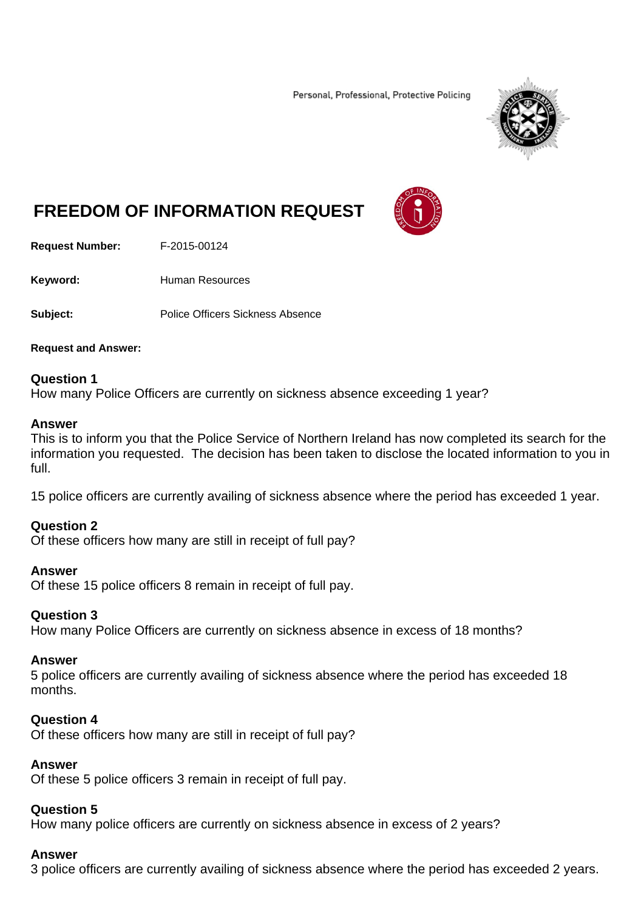Personal, Professional, Protective Policing

# FREEDOM OF INFORMATION REQUEST

**Request Number:** F-2015-00124

**Keyword:** Human Resources

**Subject:** Police Officers Sickness Absence

**Request and Answer:**

**Question 1**
How many Police Officers are currently on sickness absence exceeding 1 year?

**Answer**
This is to inform you that the Police Service of Northern Ireland has now completed its search for the information you requested. The decision has been taken to disclose the located information to you in full.

15 police officers are currently availing of sickness absence where the period has exceeded 1 year.

**Question 2**
Of these officers how many are still in receipt of full pay?

**Answer**
Of these 15 police officers 8 remain in receipt of full pay.

**Question 3**
How many Police Officers are currently on sickness absence in excess of 18 months?

**Answer**
5 police officers are currently availing of sickness absence where the period has exceeded 18 months.

**Question 4**
Of these officers how many are still in receipt of full pay?

**Answer**
Of these 5 police officers 3 remain in receipt of full pay.

**Question 5**
How many police officers are currently on sickness absence in excess of 2 years?

**Answer**
3 police officers are currently availing of sickness absence where the period has exceeded 2 years.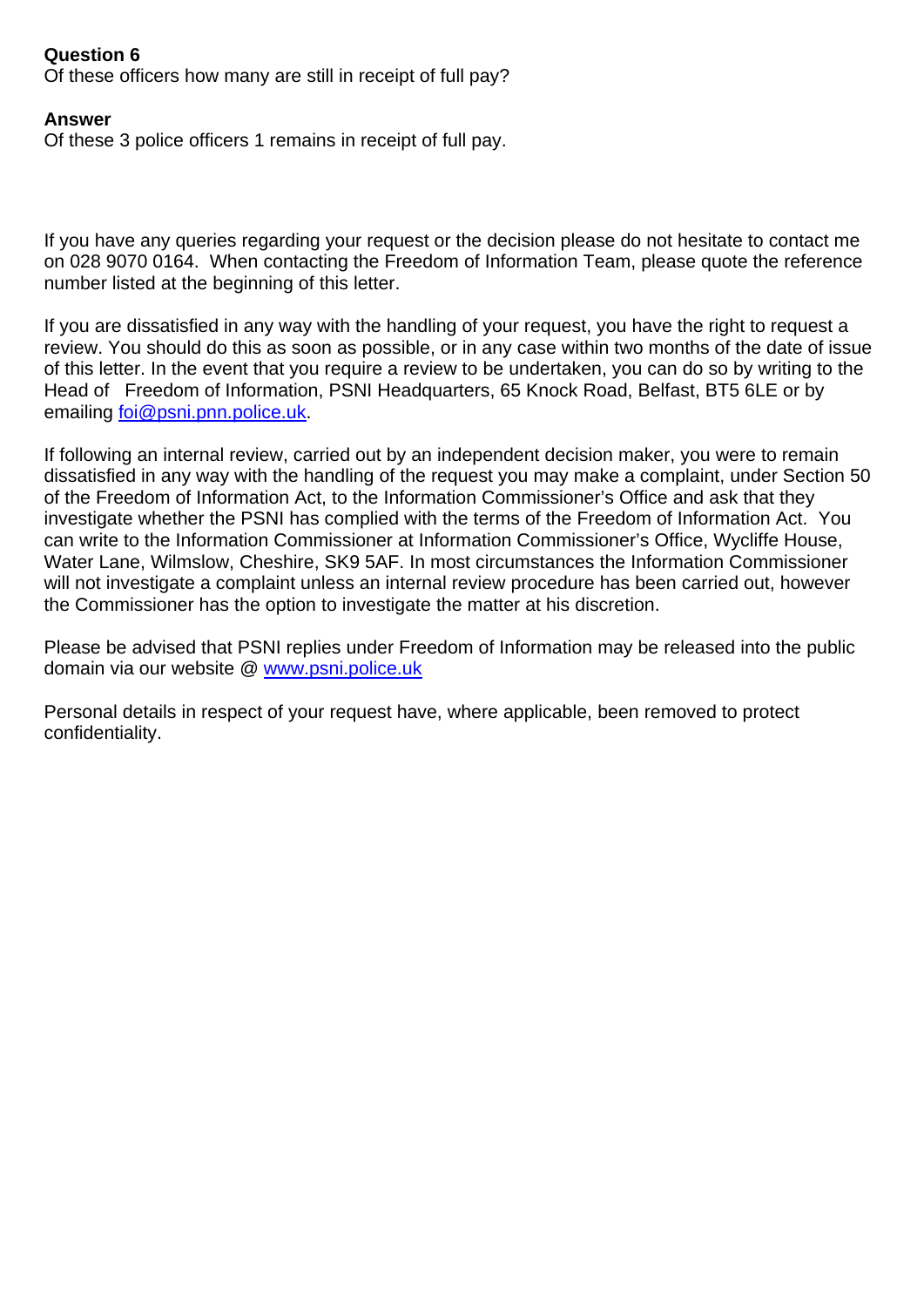**Question 6**
Of these officers how many are still in receipt of full pay?

**Answer**
Of these 3 police officers 1 remains in receipt of full pay.

If you have any queries regarding your request or the decision please do not hesitate to contact me on 028 9070 0164. When contacting the Freedom of Information Team, please quote the reference number listed at the beginning of this letter.

If you are dissatisfied in any way with the handling of your request, you have the right to request a review. You should do this as soon as possible, or in any case within two months of the date of issue of this letter. In the event that you require a review to be undertaken, you can do so by writing to the Head of Freedom of Information, PSNI Headquarters, 65 Knock Road, Belfast, BT5 6LE or by emailing foi@psni.pnn.police.uk.

If following an internal review, carried out by an independent decision maker, you were to remain dissatisfied in any way with the handling of the request you may make a complaint, under Section 50 of the Freedom of Information Act, to the Information Commissioner's Office and ask that they investigate whether the PSNI has complied with the terms of the Freedom of Information Act. You can write to the Information Commissioner at Information Commissioner's Office, Wycliffe House, Water Lane, Wilmslow, Cheshire, SK9 5AF. In most circumstances the Information Commissioner will not investigate a complaint unless an internal review procedure has been carried out, however the Commissioner has the option to investigate the matter at his discretion.

Please be advised that PSNI replies under Freedom of Information may be released into the public domain via our website @ www.psni.police.uk

Personal details in respect of your request have, where applicable, been removed to protect confidentiality.